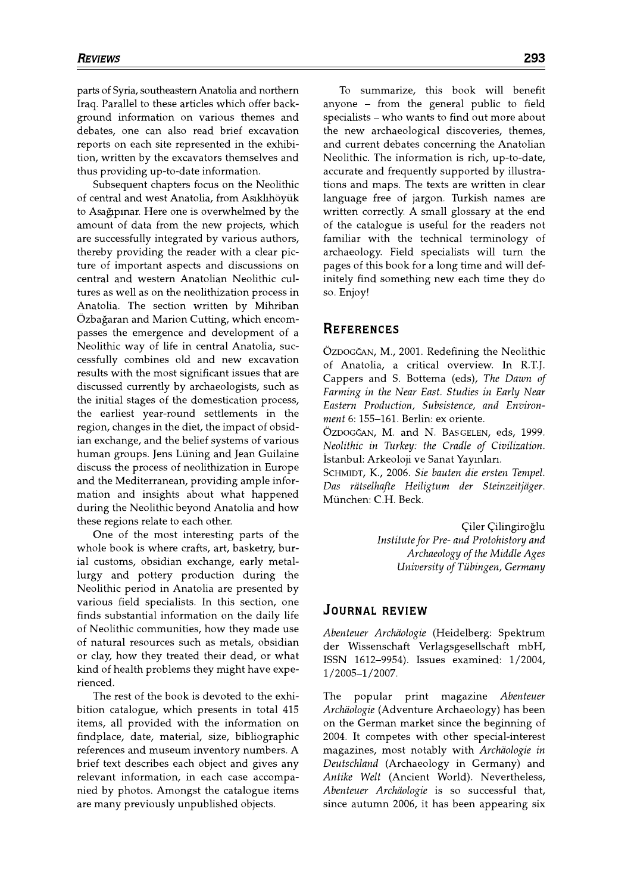parts of Syria, southeastern Anatolia and northern Iraq. Parallel to these articles which offer background information on various themes and debates, one can also read brief excavation reports on each site represented in the exhibition, written by the excavators themselves and thus providing up-to-date information.

Subsequent chapters focus on the Neolithic of central and west Anatolia, from Asıklıhöyük to Asağıpınar. Here one is overwhelmed by the amount of data from the new projects, which are successfully integrated by various authors, thereby providing the reader with a clear picture of important aspects and discussions on central and western Anatolian Neolithic cultures as well as on the neolithization process in Anatolia. The section written by Mihriban Özbağaran and Marion Cutting, which encompasses the emergence and development of a Neolithic way of life in central Anatolia, successfully combines old and new excavation results with the most significant issues that are discussed currently by archaeologists, such as the initial stages of the domestication process, the earliest year-round settlements in the region, changes in the diet, the impact of obsidian exchange, and the belief systems of various human groups. Jens Lüning and Jean Guilaine discuss the process of neolithization in Europe and the Mediterranean, providing ample information and insights about what happened during the Neolithic beyond Anatolia and how these regions relate to each other.

One of the most interesting parts of the whole book is where crafts, art, basketry, burial customs, obsidian exchange, early metallurgy and pottery production during the Neolithic period in Anatolia are presented by various field specialists. In this section, one finds substantial information on the daily life of Neolithic communities, how they made use of natural resources such as metals, obsidian or clay, how they treated their dead, or what kind of health problems they might have experienced.

The rest of the book is devoted to the exhibition catalogue, which presents in total 415 items, all provided with the information on findplace, date, material, size, bibliographic references and museum inventory numbers. A brief text describes each object and gives any relevant information, in each case accompanied by photos. Amongst the catalogue items are many previously unpublished objects.

To summarize, this book will benefit anyone – from the general public to field specialists – who wants to find out more about the new archaeological discoveries, themes, and current debates concerning the Anatolian Neolithic. The information is rich, up-to-date, accurate and frequently supported by illustrations and maps. The texts are written in clear language free of jargon. Turkish names are written correctly. A small glossary at the end of the catalogue is useful for the readers not familiar with the technical terminology of archaeology. Field specialists will turn the pages of this book for a long time and will definitely find something new each time they do so. Enjoy!

## References

Özdoğan, M., 2001. Redefining the Neolithic of Anatolia, a critical overview. In R.T.J. Cappers and S. Bottema (eds), *The Dawn of Farming in the Near East. Studies in Early Near Eastern Production, Subsistence, and Environment* 6: 155–161. Berlin: ex oriente.

Özdoğan, M. and N. Basgelen, eds, 1999. *Neolithic in Turkey: the Cradle of Civilization.* İstanbul: Arkeoloji ve Sanat Yayınları.

Schmidt, K., 2006. *Sie bauten die ersten Tempel. Das rätselhafte Heiligtum der Steinzeitjäger.* München: C.H. Beck.

Çiler Çilingiroğlu
*Institute for Pre- and Protohistory and Archaeology of the Middle Ages*
*University of Tübingen, Germany*

## Journal review

*Abenteuer Archäologie* (Heidelberg: Spektrum der Wissenschaft Verlagsgesellschaft mbH, ISSN 1612–9954). Issues examined: 1/2004, 1/2005–1/2007.

The popular print magazine *Abenteuer Archäologie* (Adventure Archaeology) has been on the German market since the beginning of 2004. It competes with other special-interest magazines, most notably with *Archäologie in Deutschland* (Archaeology in Germany) and *Antike Welt* (Ancient World). Nevertheless, *Abenteuer Archäologie* is so successful that, since autumn 2006, it has been appearing six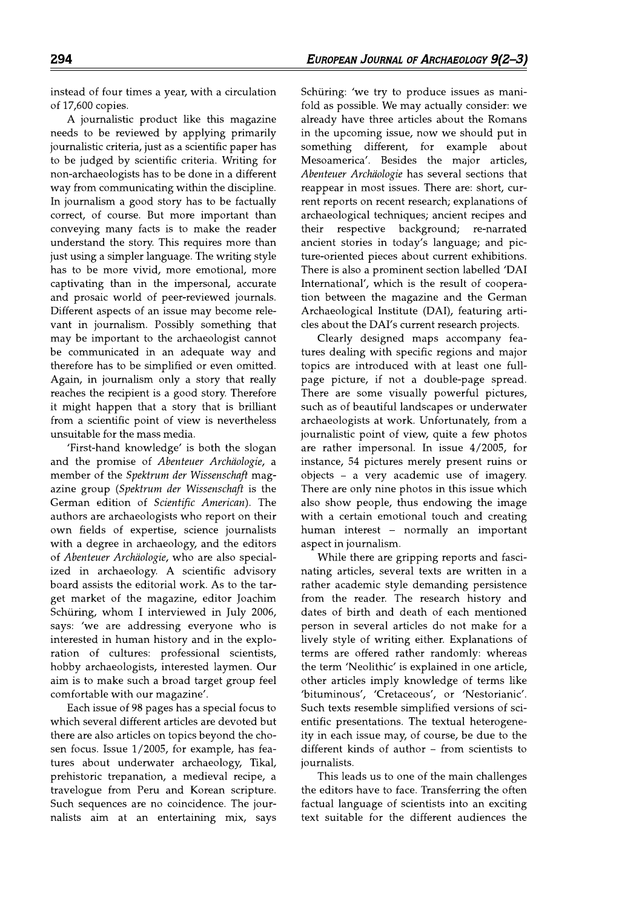instead of four times a year, with a circulation of 17,600 copies.

A journalistic product like this magazine needs to be reviewed by applying primarily journalistic criteria, just as a scientific paper has to be judged by scientific criteria. Writing for non-archaeologists has to be done in a different way from communicating within the discipline. In journalism a good story has to be factually correct, of course. But more important than conveying many facts is to make the reader understand the story. This requires more than just using a simpler language. The writing style has to be more vivid, more emotional, more captivating than in the impersonal, accurate and prosaic world of peer-reviewed journals. Different aspects of an issue may become relevant in journalism. Possibly something that may be important to the archaeologist cannot be communicated in an adequate way and therefore has to be simplified or even omitted. Again, in journalism only a story that really reaches the recipient is a good story. Therefore it might happen that a story that is brilliant from a scientific point of view is nevertheless unsuitable for the mass media.

'First-hand knowledge' is both the slogan and the promise of *Abenteuer Archäologie*, a member of the *Spektrum der Wissenschaft* magazine group (*Spektrum der Wissenschaft* is the German edition of *Scientific American*). The authors are archaeologists who report on their own fields of expertise, science journalists with a degree in archaeology, and the editors of *Abenteuer Archäologie*, who are also specialized in archaeology. A scientific advisory board assists the editorial work. As to the target market of the magazine, editor Joachim Schüring, whom I interviewed in July 2006, says: 'we are addressing everyone who is interested in human history and in the exploration of cultures: professional scientists, hobby archaeologists, interested laymen. Our aim is to make such a broad target group feel comfortable with our magazine'.

Each issue of 98 pages has a special focus to which several different articles are devoted but there are also articles on topics beyond the chosen focus. Issue 1/2005, for example, has features about underwater archaeology, Tikal, prehistoric trepanation, a medieval recipe, a travelogue from Peru and Korean scripture. Such sequences are no coincidence. The journalists aim at an entertaining mix, says Schüring: 'we try to produce issues as manifold as possible. We may actually consider: we already have three articles about the Romans in the upcoming issue, now we should put in something different, for example about Mesoamerica'. Besides the major articles, *Abenteuer Archäologie* has several sections that reappear in most issues. There are: short, current reports on recent research; explanations of archaeological techniques; ancient recipes and their respective background; re-narrated ancient stories in today's language; and picture-oriented pieces about current exhibitions. There is also a prominent section labelled 'DAI International', which is the result of cooperation between the magazine and the German Archaeological Institute (DAI), featuring articles about the DAI's current research projects.

Clearly designed maps accompany features dealing with specific regions and major topics are introduced with at least one full-page picture, if not a double-page spread. There are some visually powerful pictures, such as of beautiful landscapes or underwater archaeologists at work. Unfortunately, from a journalistic point of view, quite a few photos are rather impersonal. In issue 4/2005, for instance, 54 pictures merely present ruins or objects – a very academic use of imagery. There are only nine photos in this issue which also show people, thus endowing the image with a certain emotional touch and creating human interest – normally an important aspect in journalism.

While there are gripping reports and fascinating articles, several texts are written in a rather academic style demanding persistence from the reader. The research history and dates of birth and death of each mentioned person in several articles do not make for a lively style of writing either. Explanations of terms are offered rather randomly: whereas the term 'Neolithic' is explained in one article, other articles imply knowledge of terms like 'bituminous', 'Cretaceous', or 'Nestorianic'. Such texts resemble simplified versions of scientific presentations. The textual heterogeneity in each issue may, of course, be due to the different kinds of author – from scientists to journalists.

This leads us to one of the main challenges the editors have to face. Transferring the often factual language of scientists into an exciting text suitable for the different audiences the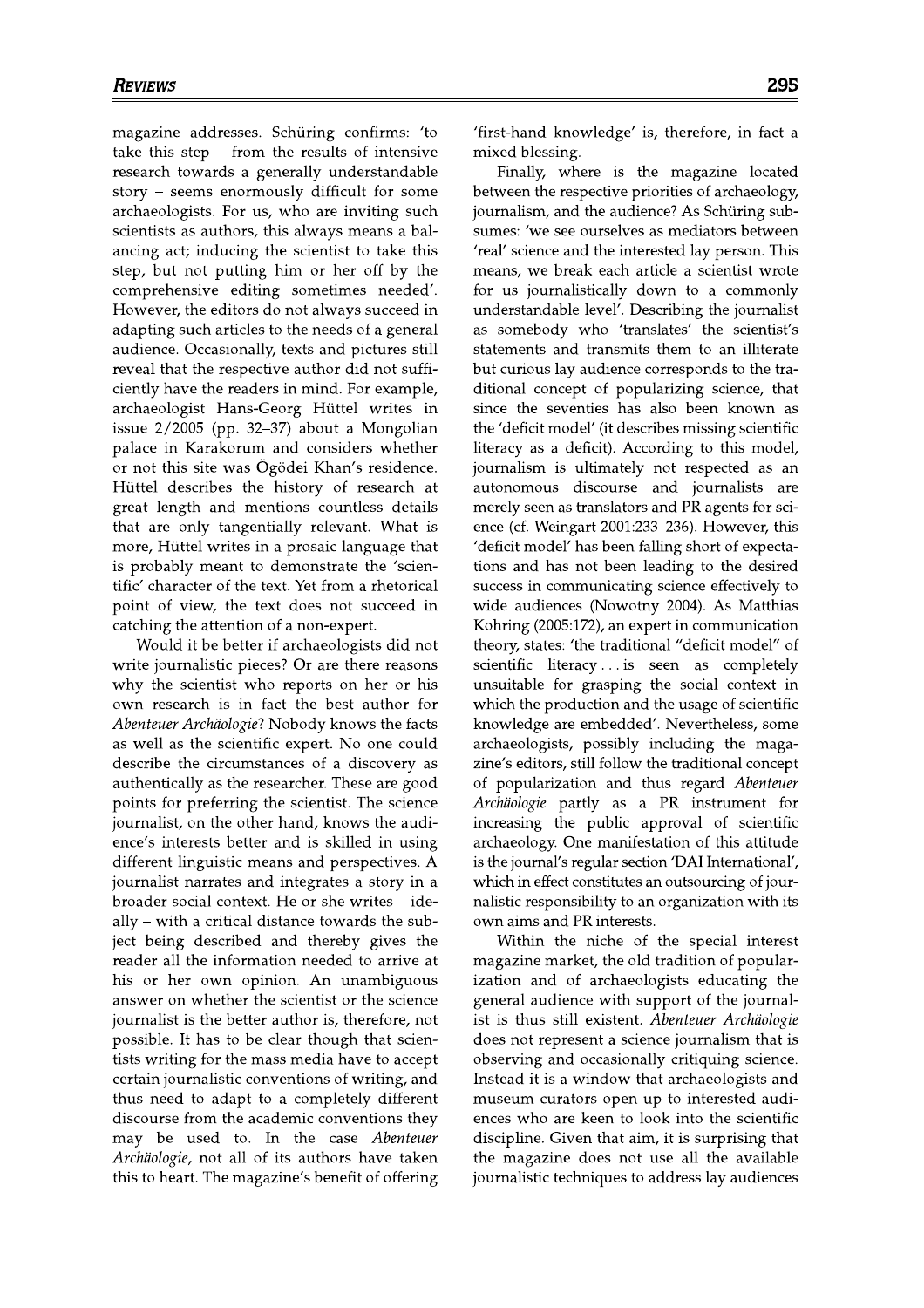magazine addresses. Schüring confirms: 'to take this step – from the results of intensive research towards a generally understandable story – seems enormously difficult for some archaeologists. For us, who are inviting such scientists as authors, this always means a balancing act; inducing the scientist to take this step, but not putting him or her off by the comprehensive editing sometimes needed'. However, the editors do not always succeed in adapting such articles to the needs of a general audience. Occasionally, texts and pictures still reveal that the respective author did not sufficiently have the readers in mind. For example, archaeologist Hans-Georg Hüttel writes in issue 2/2005 (pp. 32–37) about a Mongolian palace in Karakorum and considers whether or not this site was Ögödei Khan's residence. Hüttel describes the history of research at great length and mentions countless details that are only tangentially relevant. What is more, Hüttel writes in a prosaic language that is probably meant to demonstrate the 'scientific' character of the text. Yet from a rhetorical point of view, the text does not succeed in catching the attention of a non-expert.

Would it be better if archaeologists did not write journalistic pieces? Or are there reasons why the scientist who reports on her or his own research is in fact the best author for *Abenteuer Archäologie*? Nobody knows the facts as well as the scientific expert. No one could describe the circumstances of a discovery as authentically as the researcher. These are good points for preferring the scientist. The science journalist, on the other hand, knows the audience's interests better and is skilled in using different linguistic means and perspectives. A journalist narrates and integrates a story in a broader social context. He or she writes – ideally – with a critical distance towards the subject being described and thereby gives the reader all the information needed to arrive at his or her own opinion. An unambiguous answer on whether the scientist or the science journalist is the better author is, therefore, not possible. It has to be clear though that scientists writing for the mass media have to accept certain journalistic conventions of writing, and thus need to adapt to a completely different discourse from the academic conventions they may be used to. In the case *Abenteuer Archäologie*, not all of its authors have taken this to heart. The magazine's benefit of offering 'first-hand knowledge' is, therefore, in fact a mixed blessing.

Finally, where is the magazine located between the respective priorities of archaeology, journalism, and the audience? As Schüring subsumes: 'we see ourselves as mediators between 'real' science and the interested lay person. This means, we break each article a scientist wrote for us journalistically down to a commonly understandable level'. Describing the journalist as somebody who 'translates' the scientist's statements and transmits them to an illiterate but curious lay audience corresponds to the traditional concept of popularizing science, that since the seventies has also been known as the 'deficit model' (it describes missing scientific literacy as a deficit). According to this model, journalism is ultimately not respected as an autonomous discourse and journalists are merely seen as translators and PR agents for science (cf. Weingart 2001:233–236). However, this 'deficit model' has been falling short of expectations and has not been leading to the desired success in communicating science effectively to wide audiences (Nowotny 2004). As Matthias Kohring (2005:172), an expert in communication theory, states: 'the traditional "deficit model" of scientific literacy . . . is seen as completely unsuitable for grasping the social context in which the production and the usage of scientific knowledge are embedded'. Nevertheless, some archaeologists, possibly including the magazine's editors, still follow the traditional concept of popularization and thus regard *Abenteuer Archäologie* partly as a PR instrument for increasing the public approval of scientific archaeology. One manifestation of this attitude is the journal's regular section 'DAI International', which in effect constitutes an outsourcing of journalistic responsibility to an organization with its own aims and PR interests.

Within the niche of the special interest magazine market, the old tradition of popularization and of archaeologists educating the general audience with support of the journalist is thus still existent. *Abenteuer Archäologie* does not represent a science journalism that is observing and occasionally critiquing science. Instead it is a window that archaeologists and museum curators open up to interested audiences who are keen to look into the scientific discipline. Given that aim, it is surprising that the magazine does not use all the available journalistic techniques to address lay audiences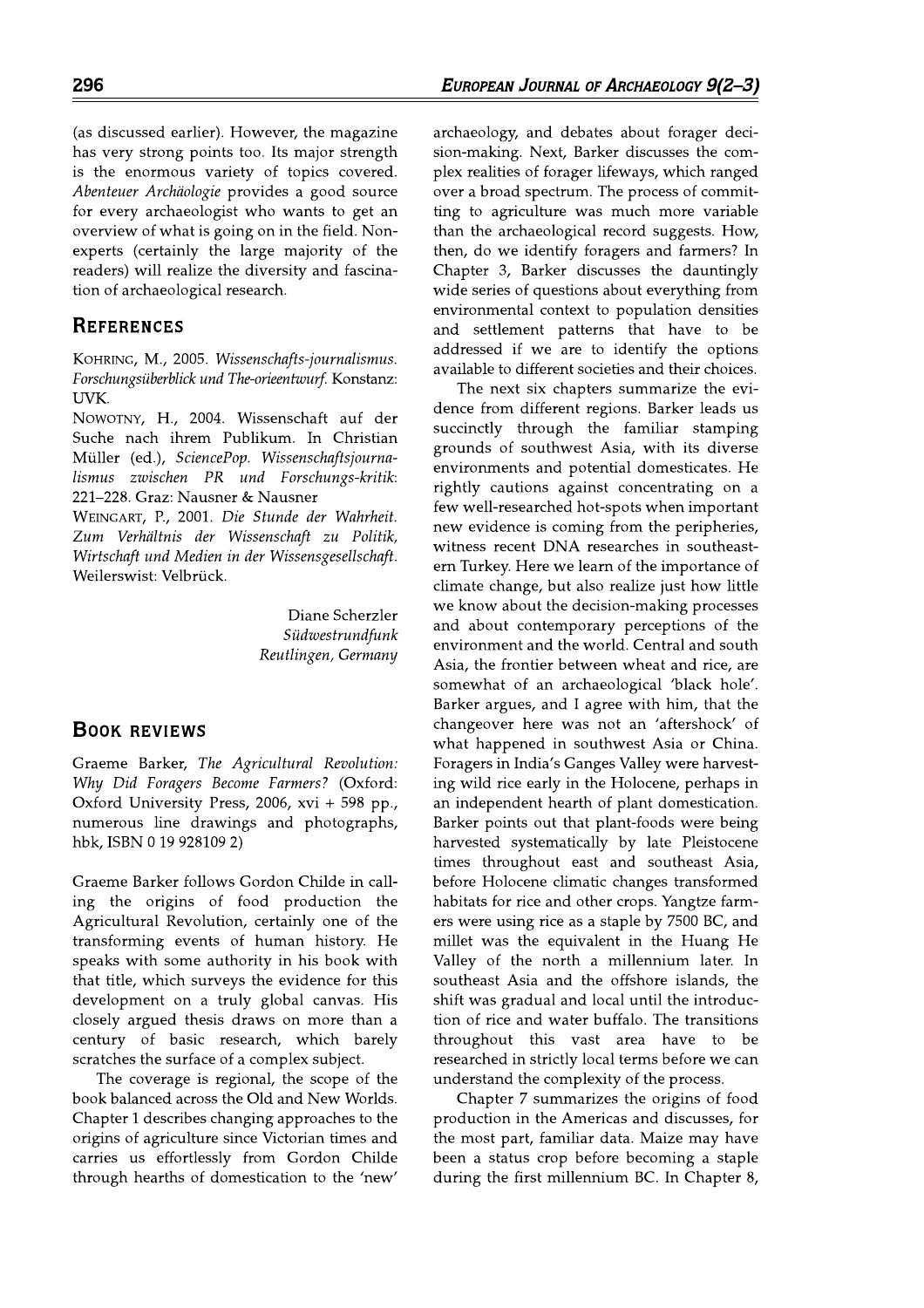(as discussed earlier). However, the magazine has very strong points too. Its major strength is the enormous variety of topics covered. *Abenteuer Archäologie* provides a good source for every archaeologist who wants to get an overview of what is going on in the field. Non-experts (certainly the large majority of the readers) will realize the diversity and fascination of archaeological research.

## References

Kohring, M., 2005. *Wissenschafts-journalismus. Forschungsüberblick und The-orieentwurf.* Konstanz: UVK.

Nowotny, H., 2004. Wissenschaft auf der Suche nach ihrem Publikum. In Christian Müller (ed.), *SciencePop. Wissenschaftsjournalismus zwischen PR und Forschungs-kritik*: 221–228. Graz: Nausner & Nausner

Weingart, P., 2001. *Die Stunde der Wahrheit. Zum Verhältnis der Wissenschaft zu Politik, Wirtschaft und Medien in der Wissensgesellschaft.* Weilerswist: Velbrück.

Diane Scherzler
*Südwestrundfunk*
*Reutlingen, Germany*

## Book Reviews

Graeme Barker, *The Agricultural Revolution: Why Did Foragers Become Farmers?* (Oxford: Oxford University Press, 2006, xvi + 598 pp., numerous line drawings and photographs, hbk, ISBN 0 19 928109 2)

Graeme Barker follows Gordon Childe in calling the origins of food production the Agricultural Revolution, certainly one of the transforming events of human history. He speaks with some authority in his book with that title, which surveys the evidence for this development on a truly global canvas. His closely argued thesis draws on more than a century of basic research, which barely scratches the surface of a complex subject.

The coverage is regional, the scope of the book balanced across the Old and New Worlds. Chapter 1 describes changing approaches to the origins of agriculture since Victorian times and carries us effortlessly from Gordon Childe through hearths of domestication to the 'new' archaeology, and debates about forager decision-making. Next, Barker discusses the complex realities of forager lifeways, which ranged over a broad spectrum. The process of committing to agriculture was much more variable than the archaeological record suggests. How, then, do we identify foragers and farmers? In Chapter 3, Barker discusses the dauntingly wide series of questions about everything from environmental context to population densities and settlement patterns that have to be addressed if we are to identify the options available to different societies and their choices.

The next six chapters summarize the evidence from different regions. Barker leads us succinctly through the familiar stamping grounds of southwest Asia, with its diverse environments and potential domesticates. He rightly cautions against concentrating on a few well-researched hot-spots when important new evidence is coming from the peripheries, witness recent DNA researches in southeastern Turkey. Here we learn of the importance of climate change, but also realize just how little we know about the decision-making processes and about contemporary perceptions of the environment and the world. Central and south Asia, the frontier between wheat and rice, are somewhat of an archaeological 'black hole'. Barker argues, and I agree with him, that the changeover here was not an 'aftershock' of what happened in southwest Asia or China. Foragers in India's Ganges Valley were harvesting wild rice early in the Holocene, perhaps in an independent hearth of plant domestication. Barker points out that plant-foods were being harvested systematically by late Pleistocene times throughout east and southeast Asia, before Holocene climatic changes transformed habitats for rice and other crops. Yangtze farmers were using rice as a staple by 7500 BC, and millet was the equivalent in the Huang He Valley of the north a millennium later. In southeast Asia and the offshore islands, the shift was gradual and local until the introduction of rice and water buffalo. The transitions throughout this vast area have to be researched in strictly local terms before we can understand the complexity of the process.

Chapter 7 summarizes the origins of food production in the Americas and discusses, for the most part, familiar data. Maize may have been a status crop before becoming a staple during the first millennium BC. In Chapter 8,